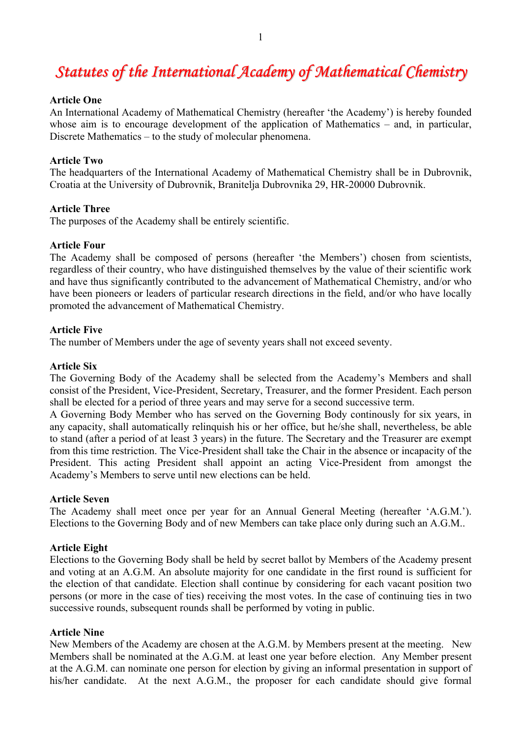# Statutes of the International Academy of Mathematical Chemistry

**Article One**
An International Academy of Mathematical Chemistry (hereafter 'the Academy') is hereby founded whose aim is to encourage development of the application of Mathematics – and, in particular, Discrete Mathematics – to the study of molecular phenomena.

**Article Two**
The headquarters of the International Academy of Mathematical Chemistry shall be in Dubrovnik, Croatia at the University of Dubrovnik, Branitelja Dubrovnika 29, HR-20000 Dubrovnik.

**Article Three**
The purposes of the Academy shall be entirely scientific.

**Article Four**
The Academy shall be composed of persons (hereafter 'the Members') chosen from scientists, regardless of their country, who have distinguished themselves by the value of their scientific work and have thus significantly contributed to the advancement of Mathematical Chemistry, and/or who have been pioneers or leaders of particular research directions in the field, and/or who have locally promoted the advancement of Mathematical Chemistry.

**Article Five**
The number of Members under the age of seventy years shall not exceed seventy.

**Article Six**
The Governing Body of the Academy shall be selected from the Academy's Members and shall consist of the President, Vice-President, Secretary, Treasurer, and the former President. Each person shall be elected for a period of three years and may serve for a second successive term.
A Governing Body Member who has served on the Governing Body continously for six years, in any capacity, shall automatically relinquish his or her office, but he/she shall, nevertheless, be able to stand (after a period of at least 3 years) in the future. The Secretary and the Treasurer are exempt from this time restriction. The Vice-President shall take the Chair in the absence or incapacity of the President. This acting President shall appoint an acting Vice-President from amongst the Academy's Members to serve until new elections can be held.

**Article Seven**
The Academy shall meet once per year for an Annual General Meeting (hereafter 'A.G.M.'). Elections to the Governing Body and of new Members can take place only during such an A.G.M..

**Article Eight**
Elections to the Governing Body shall be held by secret ballot by Members of the Academy present and voting at an A.G.M. An absolute majority for one candidate in the first round is sufficient for the election of that candidate. Election shall continue by considering for each vacant position two persons (or more in the case of ties) receiving the most votes. In the case of continuing ties in two successive rounds, subsequent rounds shall be performed by voting in public.

**Article Nine**
New Members of the Academy are chosen at the A.G.M. by Members present at the meeting. New Members shall be nominated at the A.G.M. at least one year before election. Any Member present at the A.G.M. can nominate one person for election by giving an informal presentation in support of his/her candidate. At the next A.G.M., the proposer for each candidate should give formal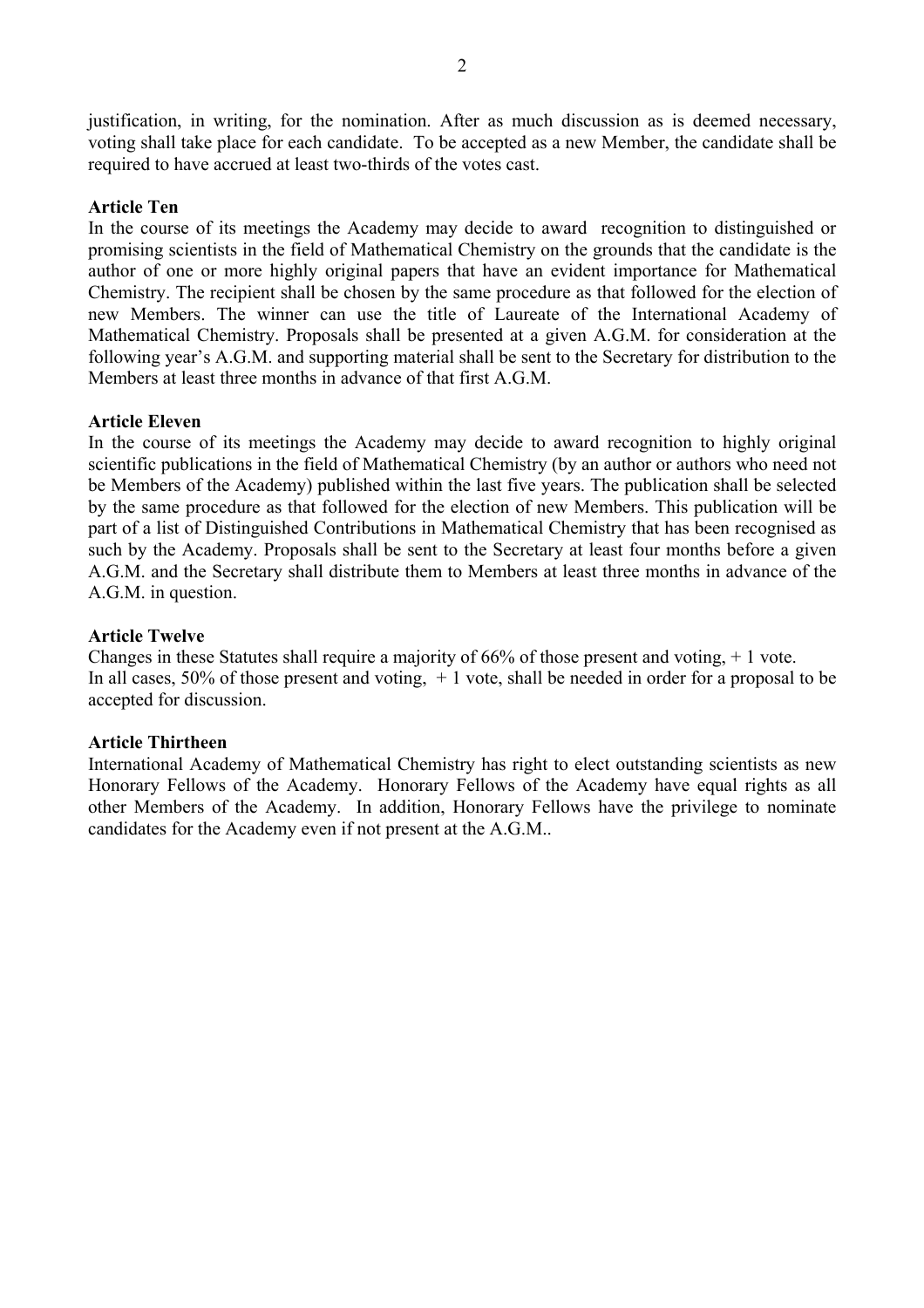justification, in writing, for the nomination. After as much discussion as is deemed necessary, voting shall take place for each candidate. To be accepted as a new Member, the candidate shall be required to have accrued at least two-thirds of the votes cast.

**Article Ten**

In the course of its meetings the Academy may decide to award recognition to distinguished or promising scientists in the field of Mathematical Chemistry on the grounds that the candidate is the author of one or more highly original papers that have an evident importance for Mathematical Chemistry. The recipient shall be chosen by the same procedure as that followed for the election of new Members. The winner can use the title of Laureate of the International Academy of Mathematical Chemistry. Proposals shall be presented at a given A.G.M. for consideration at the following year's A.G.M. and supporting material shall be sent to the Secretary for distribution to the Members at least three months in advance of that first A.G.M.

**Article Eleven**

In the course of its meetings the Academy may decide to award recognition to highly original scientific publications in the field of Mathematical Chemistry (by an author or authors who need not be Members of the Academy) published within the last five years. The publication shall be selected by the same procedure as that followed for the election of new Members. This publication will be part of a list of Distinguished Contributions in Mathematical Chemistry that has been recognised as such by the Academy. Proposals shall be sent to the Secretary at least four months before a given A.G.M. and the Secretary shall distribute them to Members at least three months in advance of the A.G.M. in question.

**Article Twelve**

Changes in these Statutes shall require a majority of 66% of those present and voting, + 1 vote.
In all cases, 50% of those present and voting, + 1 vote, shall be needed in order for a proposal to be accepted for discussion.

**Article Thirtheen**

International Academy of Mathematical Chemistry has right to elect outstanding scientists as new Honorary Fellows of the Academy. Honorary Fellows of the Academy have equal rights as all other Members of the Academy. In addition, Honorary Fellows have the privilege to nominate candidates for the Academy even if not present at the A.G.M..